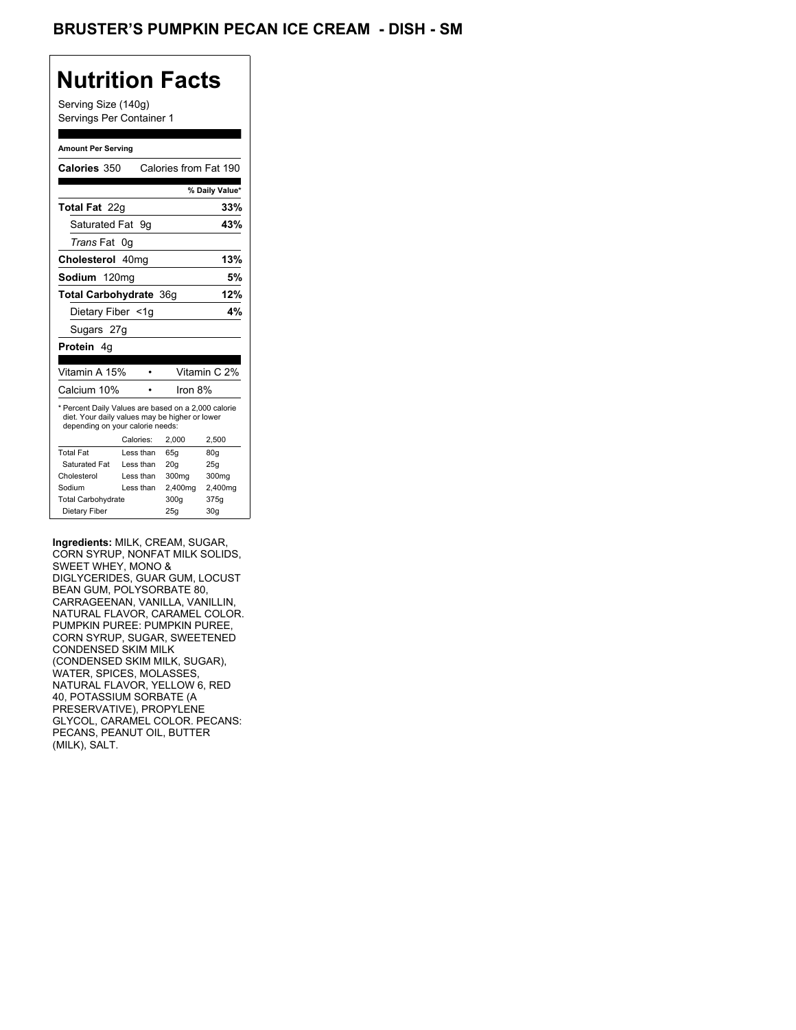# BRUSTER'S PUMPKIN PECAN ICE CREAM - DISH - SM

## Nutrition Facts

Serving Size (140g)
Servings Per Container 1

**Amount Per Serving**

**Calories** 350 Calories from Fat 190

| | % Daily Value* |
|---|---|
| **Total Fat** 22g | **33%** |
| Saturated Fat 9g | **43%** |
| *Trans* Fat 0g | |
| **Cholesterol** 40mg | **13%** |
| **Sodium** 120mg | **5%** |
| **Total Carbohydrate** 36g | **12%** |
| Dietary Fiber <1g | **4%** |
| Sugars 27g | |
| **Protein** 4g | |

| | |
|---|---|
| Vitamin A 15% | Vitamin C 2% |
| Calcium 10% | Iron 8% |

* Percent Daily Values are based on a 2,000 calorie diet. Your daily values may be higher or lower depending on your calorie needs:

| | Calories: | 2,000 | 2,500 |
|---|---|---|---|
| Total Fat | Less than | 65g | 80g |
| Saturated Fat | Less than | 20g | 25g |
| Cholesterol | Less than | 300mg | 300mg |
| Sodium | Less than | 2,400mg | 2,400mg |
| Total Carbohydrate | | 300g | 375g |
| Dietary Fiber | | 25g | 30g |

**Ingredients:** MILK, CREAM, SUGAR, CORN SYRUP, NONFAT MILK SOLIDS, SWEET WHEY, MONO & DIGLYCERIDES, GUAR GUM, LOCUST BEAN GUM, POLYSORBATE 80, CARRAGEENAN, VANILLA, VANILLIN, NATURAL FLAVOR, CARAMEL COLOR. PUMPKIN PUREE: PUMPKIN PUREE, CORN SYRUP, SUGAR, SWEETENED CONDENSED SKIM MILK (CONDENSED SKIM MILK, SUGAR), WATER, SPICES, MOLASSES, NATURAL FLAVOR, YELLOW 6, RED 40, POTASSIUM SORBATE (A PRESERVATIVE), PROPYLENE GLYCOL, CARAMEL COLOR. PECANS: PECANS, PEANUT OIL, BUTTER (MILK), SALT.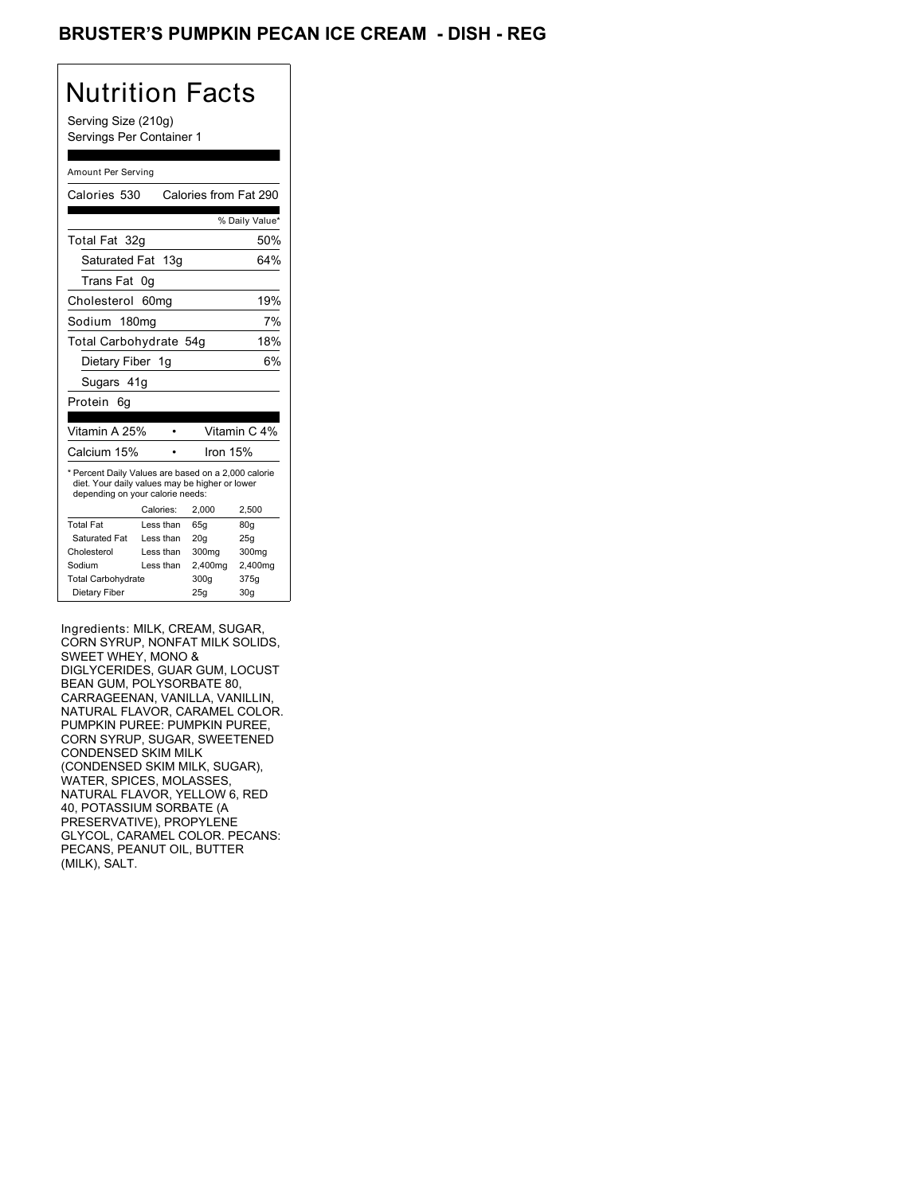# BRUSTER'S PUMPKIN PECAN ICE CREAM - DISH - REG

## Nutrition Facts

Serving Size (210g)
Servings Per Container 1

Amount Per Serving

Calories 530 Calories from Fat 290

| | % Daily Value* |
|---|---|
| Total Fat 32g | 50% |
| Saturated Fat 13g | 64% |
| Trans Fat 0g | |
| Cholesterol 60mg | 19% |
| Sodium 180mg | 7% |
| Total Carbohydrate 54g | 18% |
| Dietary Fiber 1g | 6% |
| Sugars 41g | |
| Protein 6g | |

Vitamin A 25% • Vitamin C 4%
Calcium 15% • Iron 15%

* Percent Daily Values are based on a 2,000 calorie diet. Your daily values may be higher or lower depending on your calorie needs:

| | Calories: | 2,000 | 2,500 |
|---|---|---|---|
| Total Fat | Less than | 65g | 80g |
| Saturated Fat | Less than | 20g | 25g |
| Cholesterol | Less than | 300mg | 300mg |
| Sodium | Less than | 2,400mg | 2,400mg |
| Total Carbohydrate | | 300g | 375g |
| Dietary Fiber | | 25g | 30g |

Ingredients: MILK, CREAM, SUGAR, CORN SYRUP, NONFAT MILK SOLIDS, SWEET WHEY, MONO & DIGLYCERIDES, GUAR GUM, LOCUST BEAN GUM, POLYSORBATE 80, CARRAGEENAN, VANILLA, VANILLIN, NATURAL FLAVOR, CARAMEL COLOR. PUMPKIN PUREE: PUMPKIN PUREE, CORN SYRUP, SUGAR, SWEETENED CONDENSED SKIM MILK (CONDENSED SKIM MILK, SUGAR), WATER, SPICES, MOLASSES, NATURAL FLAVOR, YELLOW 6, RED 40, POTASSIUM SORBATE (A PRESERVATIVE), PROPYLENE GLYCOL, CARAMEL COLOR. PECANS: PECANS, PEANUT OIL, BUTTER (MILK), SALT.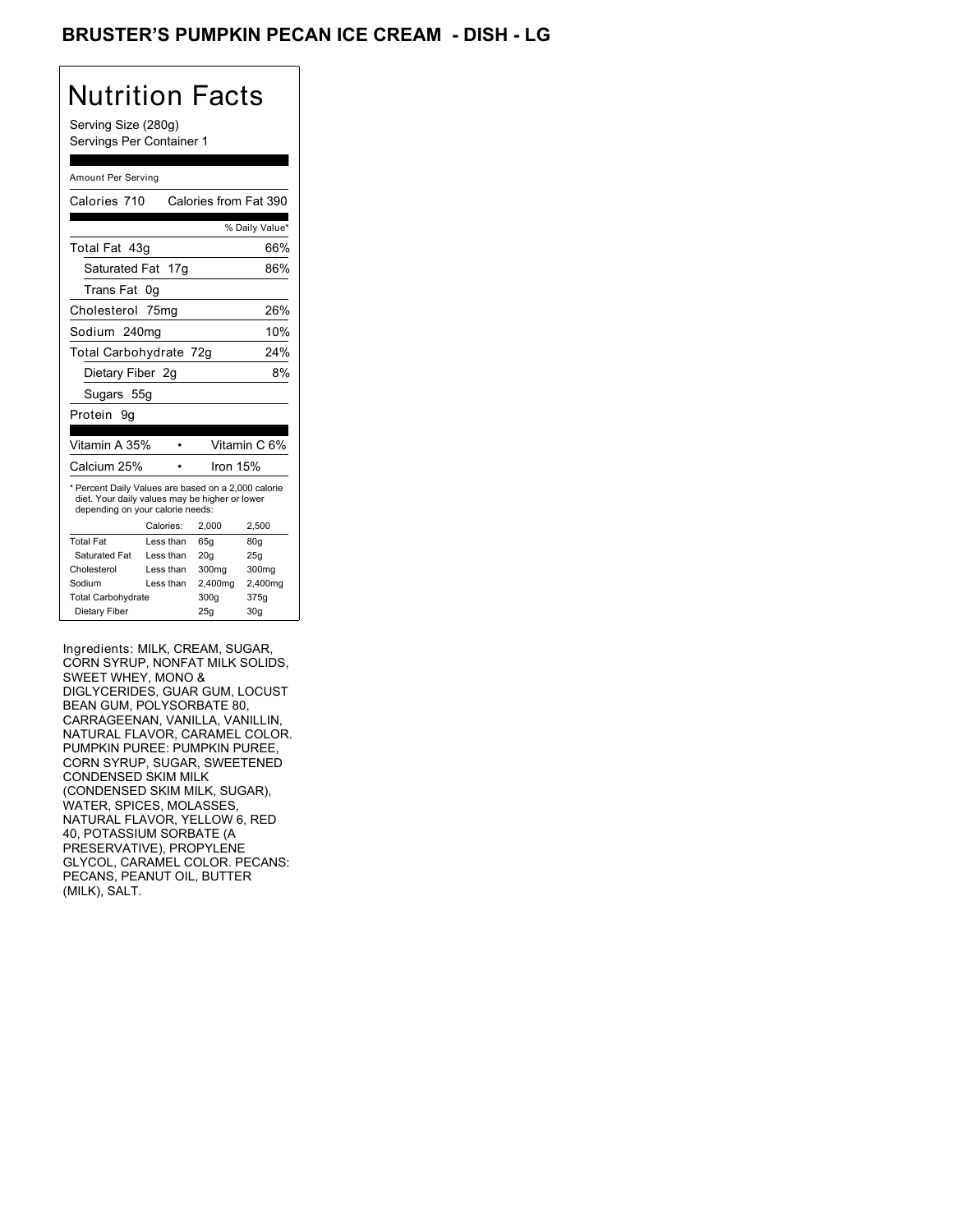# BRUSTER'S PUMPKIN PECAN ICE CREAM - DISH - LG

## Nutrition Facts

Serving Size (280g)
Servings Per Container 1

Amount Per Serving

| Calories 710 | Calories from Fat 390 |
| --- | --- |
| | % Daily Value* |
| Total Fat 43g | 66% |
| Saturated Fat 17g | 86% |
| Trans Fat 0g | |
| Cholesterol 75mg | 26% |
| Sodium 240mg | 10% |
| Total Carbohydrate 72g | 24% |
| Dietary Fiber 2g | 8% |
| Sugars 55g | |
| Protein 9g | |

| Vitamin A 35% | • | Vitamin C 6% |
| --- | --- | --- |
| Calcium 25% | • | Iron 15% |

* Percent Daily Values are based on a 2,000 calorie diet. Your daily values may be higher or lower depending on your calorie needs:

| | Calories: | 2,000 | 2,500 |
| --- | --- | --- | --- |
| Total Fat | Less than | 65g | 80g |
| Saturated Fat | Less than | 20g | 25g |
| Cholesterol | Less than | 300mg | 300mg |
| Sodium | Less than | 2,400mg | 2,400mg |
| Total Carbohydrate | | 300g | 375g |
| Dietary Fiber | | 25g | 30g |

Ingredients: MILK, CREAM, SUGAR, CORN SYRUP, NONFAT MILK SOLIDS, SWEET WHEY, MONO & DIGLYCERIDES, GUAR GUM, LOCUST BEAN GUM, POLYSORBATE 80, CARRAGEENAN, VANILLA, VANILLIN, NATURAL FLAVOR, CARAMEL COLOR. PUMPKIN PUREE: PUMPKIN PUREE, CORN SYRUP, SUGAR, SWEETENED CONDENSED SKIM MILK (CONDENSED SKIM MILK, SUGAR), WATER, SPICES, MOLASSES, NATURAL FLAVOR, YELLOW 6, RED 40, POTASSIUM SORBATE (A PRESERVATIVE), PROPYLENE GLYCOL, CARAMEL COLOR. PECANS: PECANS, PEANUT OIL, BUTTER (MILK), SALT.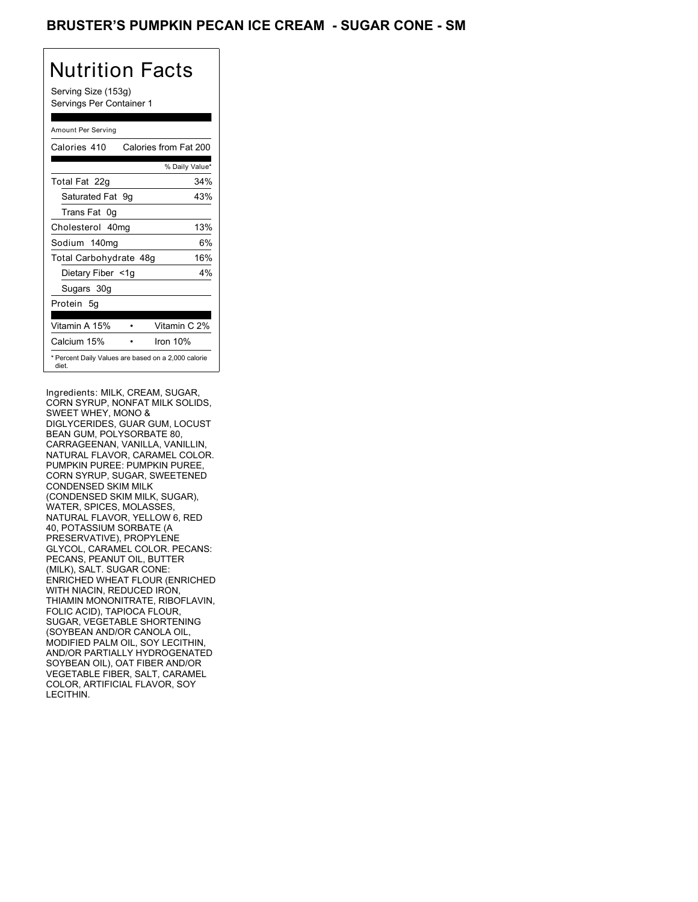# BRUSTER'S PUMPKIN PECAN ICE CREAM - SUGAR CONE - SM

## Nutrition Facts

Serving Size (153g)
Servings Per Container 1

Amount Per Serving

| Calories 410 | Calories from Fat 200 |
|---|---|
| | % Daily Value* |
| Total Fat 22g | 34% |
| Saturated Fat 9g | 43% |
| Trans Fat 0g | |
| Cholesterol 40mg | 13% |
| Sodium 140mg | 6% |
| Total Carbohydrate 48g | 16% |
| Dietary Fiber <1g | 4% |
| Sugars 30g | |
| Protein 5g | |

| Vitamin A 15% | • | Vitamin C 2% |
|---|---|---|
| Calcium 15% | • | Iron 10% |

* Percent Daily Values are based on a 2,000 calorie diet.

Ingredients: MILK, CREAM, SUGAR, CORN SYRUP, NONFAT MILK SOLIDS, SWEET WHEY, MONO & DIGLYCERIDES, GUAR GUM, LOCUST BEAN GUM, POLYSORBATE 80, CARRAGEENAN, VANILLA, VANILLIN, NATURAL FLAVOR, CARAMEL COLOR. PUMPKIN PUREE: PUMPKIN PUREE, CORN SYRUP, SUGAR, SWEETENED CONDENSED SKIM MILK (CONDENSED SKIM MILK, SUGAR), WATER, SPICES, MOLASSES, NATURAL FLAVOR, YELLOW 6, RED 40, POTASSIUM SORBATE (A PRESERVATIVE), PROPYLENE GLYCOL, CARAMEL COLOR. PECANS: PECANS, PEANUT OIL, BUTTER (MILK), SALT. SUGAR CONE: ENRICHED WHEAT FLOUR (ENRICHED WITH NIACIN, REDUCED IRON, THIAMIN MONONITRATE, RIBOFLAVIN, FOLIC ACID), TAPIOCA FLOUR, SUGAR, VEGETABLE SHORTENING (SOYBEAN AND/OR CANOLA OIL, MODIFIED PALM OIL, SOY LECITHIN, AND/OR PARTIALLY HYDROGENATED SOYBEAN OIL), OAT FIBER AND/OR VEGETABLE FIBER, SALT, CARAMEL COLOR, ARTIFICIAL FLAVOR, SOY LECITHIN.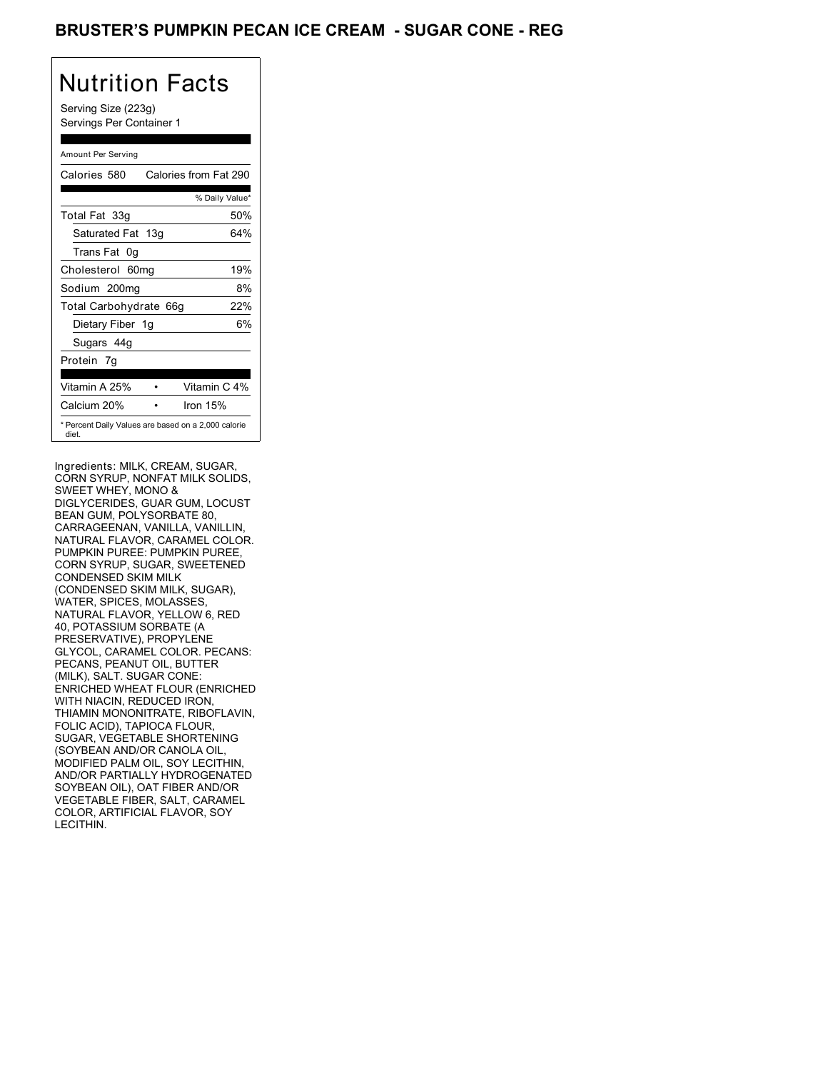# BRUSTER'S PUMPKIN PECAN ICE CREAM - SUGAR CONE - REG

## Nutrition Facts

Serving Size (223g)
Servings Per Container 1

Amount Per Serving

| Calories 580 | Calories from Fat 290 |
| --- | --- |
| | % Daily Value* |
| Total Fat 33g | 50% |
| Saturated Fat 13g | 64% |
| Trans Fat 0g | |
| Cholesterol 60mg | 19% |
| Sodium 200mg | 8% |
| Total Carbohydrate 66g | 22% |
| Dietary Fiber 1g | 6% |
| Sugars 44g | |
| Protein 7g | |

| Vitamin A 25% | Vitamin C 4% |
| --- | --- |
| Calcium 20% | Iron 15% |

* Percent Daily Values are based on a 2,000 calorie diet.

Ingredients: MILK, CREAM, SUGAR, CORN SYRUP, NONFAT MILK SOLIDS, SWEET WHEY, MONO & DIGLYCERIDES, GUAR GUM, LOCUST BEAN GUM, POLYSORBATE 80, CARRAGEENAN, VANILLA, VANILLIN, NATURAL FLAVOR, CARAMEL COLOR. PUMPKIN PUREE: PUMPKIN PUREE, CORN SYRUP, SUGAR, SWEETENED CONDENSED SKIM MILK (CONDENSED SKIM MILK, SUGAR), WATER, SPICES, MOLASSES, NATURAL FLAVOR, YELLOW 6, RED 40, POTASSIUM SORBATE (A PRESERVATIVE), PROPYLENE GLYCOL, CARAMEL COLOR. PECANS: PECANS, PEANUT OIL, BUTTER (MILK), SALT. SUGAR CONE: ENRICHED WHEAT FLOUR (ENRICHED WITH NIACIN, REDUCED IRON, THIAMIN MONONITRATE, RIBOFLAVIN, FOLIC ACID), TAPIOCA FLOUR, SUGAR, VEGETABLE SHORTENING (SOYBEAN AND/OR CANOLA OIL, MODIFIED PALM OIL, SOY LECITHIN, AND/OR PARTIALLY HYDROGENATED SOYBEAN OIL), OAT FIBER AND/OR VEGETABLE FIBER, SALT, CARAMEL COLOR, ARTIFICIAL FLAVOR, SOY LECITHIN.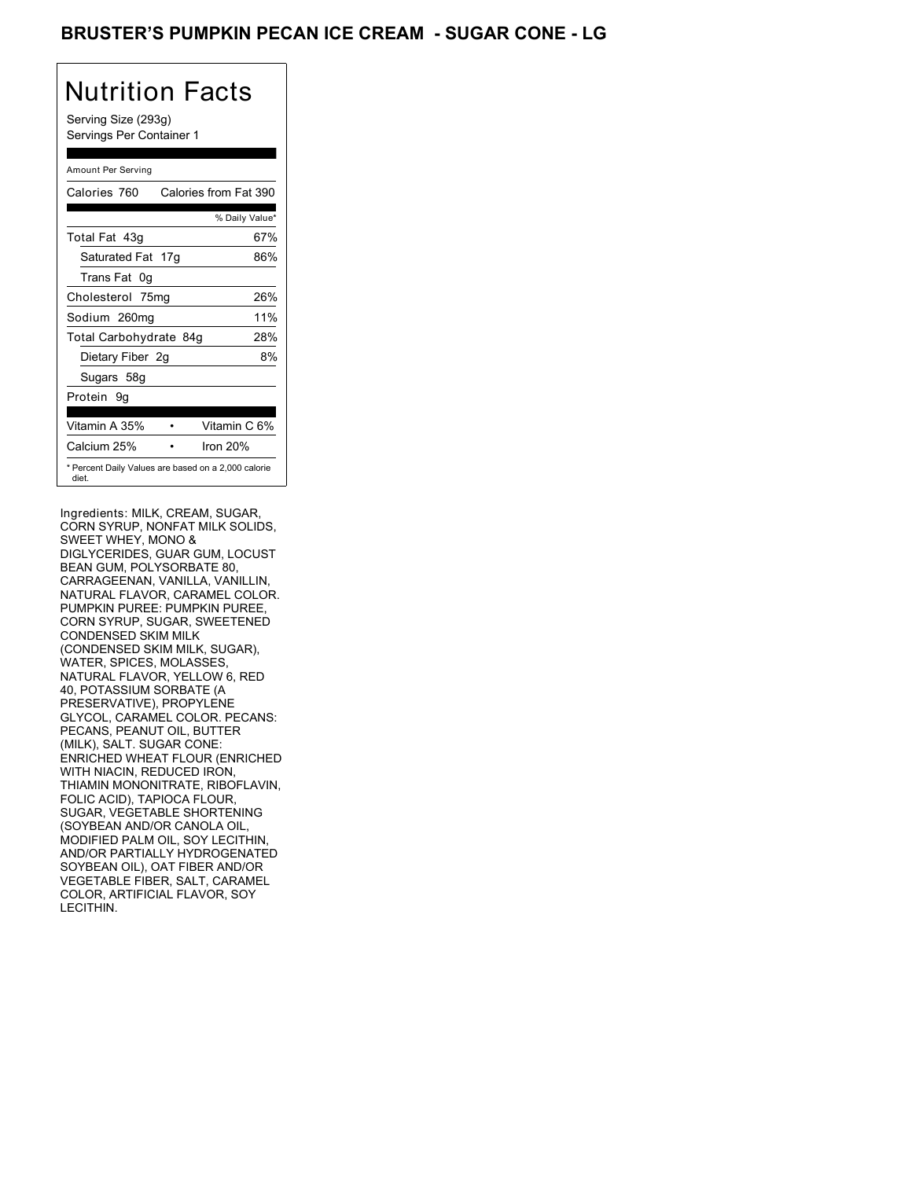# BRUSTER'S PUMPKIN PECAN ICE CREAM - SUGAR CONE - LG

## Nutrition Facts

Serving Size (293g)
Servings Per Container 1

Amount Per Serving

| Calories 760 | Calories from Fat 390 |
|---|---|
| | % Daily Value* |
| Total Fat 43g | 67% |
| Saturated Fat 17g | 86% |
| Trans Fat 0g | |
| Cholesterol 75mg | 26% |
| Sodium 260mg | 11% |
| Total Carbohydrate 84g | 28% |
| Dietary Fiber 2g | 8% |
| Sugars 58g | |
| Protein 9g | |

| | |
|---|---|
| Vitamin A 35% | Vitamin C 6% |
| Calcium 25% | Iron 20% |

* Percent Daily Values are based on a 2,000 calorie diet.

Ingredients: MILK, CREAM, SUGAR, CORN SYRUP, NONFAT MILK SOLIDS, SWEET WHEY, MONO & DIGLYCERIDES, GUAR GUM, LOCUST BEAN GUM, POLYSORBATE 80, CARRAGEENAN, VANILLA, VANILLIN, NATURAL FLAVOR, CARAMEL COLOR. PUMPKIN PUREE: PUMPKIN PUREE, CORN SYRUP, SUGAR, SWEETENED CONDENSED SKIM MILK (CONDENSED SKIM MILK, SUGAR), WATER, SPICES, MOLASSES, NATURAL FLAVOR, YELLOW 6, RED 40, POTASSIUM SORBATE (A PRESERVATIVE), PROPYLENE GLYCOL, CARAMEL COLOR. PECANS: PECANS, PEANUT OIL, BUTTER (MILK), SALT. SUGAR CONE: ENRICHED WHEAT FLOUR (ENRICHED WITH NIACIN, REDUCED IRON, THIAMIN MONONITRATE, RIBOFLAVIN, FOLIC ACID), TAPIOCA FLOUR, SUGAR, VEGETABLE SHORTENING (SOYBEAN AND/OR CANOLA OIL, MODIFIED PALM OIL, SOY LECITHIN, AND/OR PARTIALLY HYDROGENATED SOYBEAN OIL), OAT FIBER AND/OR VEGETABLE FIBER, SALT, CARAMEL COLOR, ARTIFICIAL FLAVOR, SOY LECITHIN.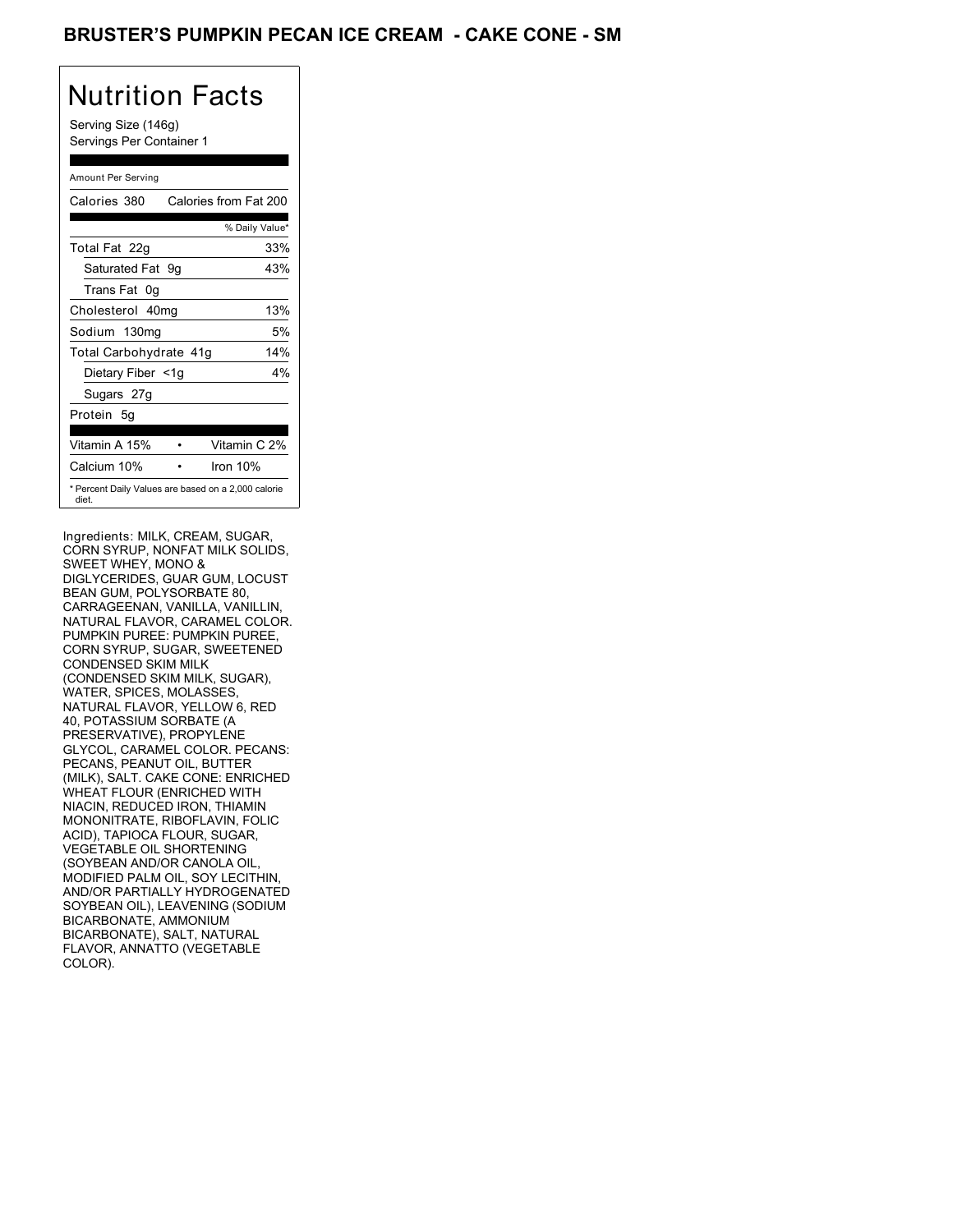# BRUSTER'S PUMPKIN PECAN ICE CREAM - CAKE CONE - SM

## Nutrition Facts

Serving Size (146g)
Servings Per Container 1

| Amount Per Serving | |
|---|---|
| Calories 380 | Calories from Fat 200 |
| | % Daily Value* |
| Total Fat 22g | 33% |
| Saturated Fat 9g | 43% |
| Trans Fat 0g | |
| Cholesterol 40mg | 13% |
| Sodium 130mg | 5% |
| Total Carbohydrate 41g | 14% |
| Dietary Fiber <1g | 4% |
| Sugars 27g | |
| Protein 5g | |
| Vitamin A 15% | Vitamin C 2% |
| Calcium 10% | Iron 10% |

* Percent Daily Values are based on a 2,000 calorie diet.

Ingredients: MILK, CREAM, SUGAR, CORN SYRUP, NONFAT MILK SOLIDS, SWEET WHEY, MONO & DIGLYCERIDES, GUAR GUM, LOCUST BEAN GUM, POLYSORBATE 80, CARRAGEENAN, VANILLA, VANILLIN, NATURAL FLAVOR, CARAMEL COLOR. PUMPKIN PUREE: PUMPKIN PUREE, CORN SYRUP, SUGAR, SWEETENED CONDENSED SKIM MILK (CONDENSED SKIM MILK, SUGAR), WATER, SPICES, MOLASSES, NATURAL FLAVOR, YELLOW 6, RED 40, POTASSIUM SORBATE (A PRESERVATIVE), PROPYLENE GLYCOL, CARAMEL COLOR. PECANS: PECANS, PEANUT OIL, BUTTER (MILK), SALT. CAKE CONE: ENRICHED WHEAT FLOUR (ENRICHED WITH NIACIN, REDUCED IRON, THIAMIN MONONITRATE, RIBOFLAVIN, FOLIC ACID), TAPIOCA FLOUR, SUGAR, VEGETABLE OIL SHORTENING (SOYBEAN AND/OR CANOLA OIL, MODIFIED PALM OIL, SOY LECITHIN, AND/OR PARTIALLY HYDROGENATED SOYBEAN OIL), LEAVENING (SODIUM BICARBONATE, AMMONIUM BICARBONATE), SALT, NATURAL FLAVOR, ANNATTO (VEGETABLE COLOR).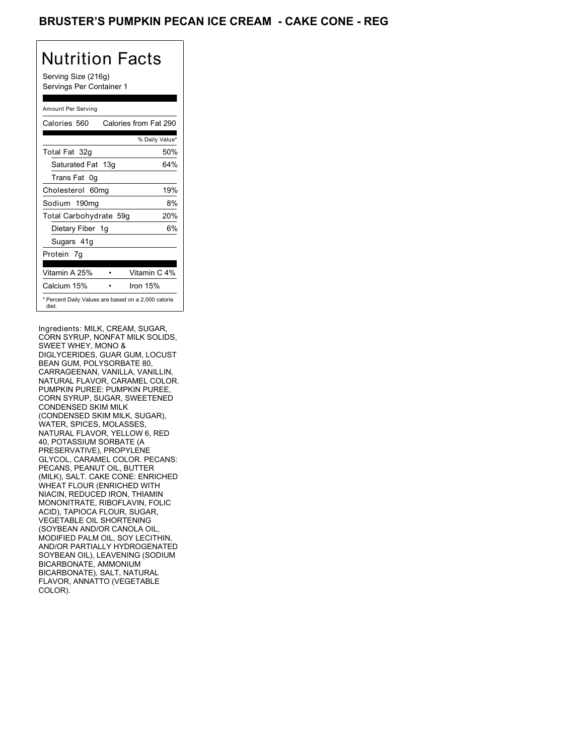# BRUSTER'S PUMPKIN PECAN ICE CREAM - CAKE CONE - REG

## Nutrition Facts

Serving Size (216g)
Servings Per Container 1

Amount Per Serving

| Calories 560 | Calories from Fat 290 |
|---|---|
| | % Daily Value* |
| Total Fat 32g | 50% |
| Saturated Fat 13g | 64% |
| Trans Fat 0g | |
| Cholesterol 60mg | 19% |
| Sodium 190mg | 8% |
| Total Carbohydrate 59g | 20% |
| Dietary Fiber 1g | 6% |
| Sugars 41g | |
| Protein 7g | |
| Vitamin A 25% • | Vitamin C 4% |
| Calcium 15% • | Iron 15% |

* Percent Daily Values are based on a 2,000 calorie diet.

Ingredients: MILK, CREAM, SUGAR, CORN SYRUP, NONFAT MILK SOLIDS, SWEET WHEY, MONO & DIGLYCERIDES, GUAR GUM, LOCUST BEAN GUM, POLYSORBATE 80, CARRAGEENAN, VANILLA, VANILLIN, NATURAL FLAVOR, CARAMEL COLOR. PUMPKIN PUREE: PUMPKIN PUREE, CORN SYRUP, SUGAR, SWEETENED CONDENSED SKIM MILK (CONDENSED SKIM MILK, SUGAR), WATER, SPICES, MOLASSES, NATURAL FLAVOR, YELLOW 6, RED 40, POTASSIUM SORBATE (A PRESERVATIVE), PROPYLENE GLYCOL, CARAMEL COLOR. PECANS: PECANS, PEANUT OIL, BUTTER (MILK), SALT. CAKE CONE: ENRICHED WHEAT FLOUR (ENRICHED WITH NIACIN, REDUCED IRON, THIAMIN MONONITRATE, RIBOFLAVIN, FOLIC ACID), TAPIOCA FLOUR, SUGAR, VEGETABLE OIL SHORTENING (SOYBEAN AND/OR CANOLA OIL, MODIFIED PALM OIL, SOY LECITHIN, AND/OR PARTIALLY HYDROGENATED SOYBEAN OIL), LEAVENING (SODIUM BICARBONATE, AMMONIUM BICARBONATE), SALT, NATURAL FLAVOR, ANNATTO (VEGETABLE COLOR).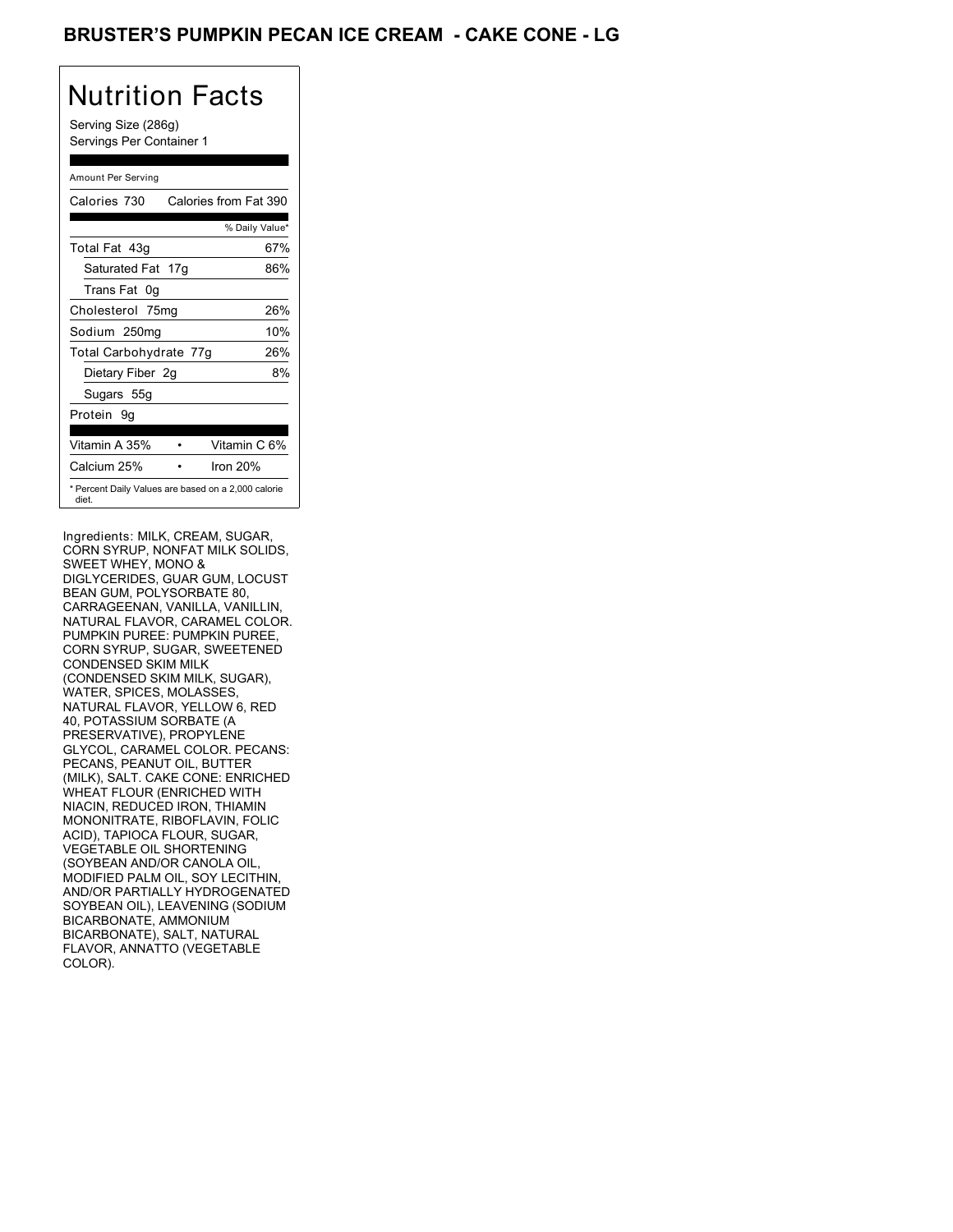# BRUSTER'S PUMPKIN PECAN ICE CREAM - CAKE CONE - LG

## Nutrition Facts

Serving Size (286g)
Servings Per Container 1

| Amount Per Serving | |
|---|---|
| Calories 730 | Calories from Fat 390 |
| | % Daily Value* |
| Total Fat 43g | 67% |
| Saturated Fat 17g | 86% |
| Trans Fat 0g | |
| Cholesterol 75mg | 26% |
| Sodium 250mg | 10% |
| Total Carbohydrate 77g | 26% |
| Dietary Fiber 2g | 8% |
| Sugars 55g | |
| Protein 9g | |
| Vitamin A 35% | Vitamin C 6% |
| Calcium 25% | Iron 20% |

* Percent Daily Values are based on a 2,000 calorie diet.

Ingredients: MILK, CREAM, SUGAR, CORN SYRUP, NONFAT MILK SOLIDS, SWEET WHEY, MONO & DIGLYCERIDES, GUAR GUM, LOCUST BEAN GUM, POLYSORBATE 80, CARRAGEENAN, VANILLA, VANILLIN, NATURAL FLAVOR, CARAMEL COLOR. PUMPKIN PUREE: PUMPKIN PUREE, CORN SYRUP, SUGAR, SWEETENED CONDENSED SKIM MILK (CONDENSED SKIM MILK, SUGAR), WATER, SPICES, MOLASSES, NATURAL FLAVOR, YELLOW 6, RED 40, POTASSIUM SORBATE (A PRESERVATIVE), PROPYLENE GLYCOL, CARAMEL COLOR. PECANS: PECANS, PEANUT OIL, BUTTER (MILK), SALT. CAKE CONE: ENRICHED WHEAT FLOUR (ENRICHED WITH NIACIN, REDUCED IRON, THIAMIN MONONITRATE, RIBOFLAVIN, FOLIC ACID), TAPIOCA FLOUR, SUGAR, VEGETABLE OIL SHORTENING (SOYBEAN AND/OR CANOLA OIL, MODIFIED PALM OIL, SOY LECITHIN, AND/OR PARTIALLY HYDROGENATED SOYBEAN OIL), LEAVENING (SODIUM BICARBONATE, AMMONIUM BICARBONATE), SALT, NATURAL FLAVOR, ANNATTO (VEGETABLE COLOR).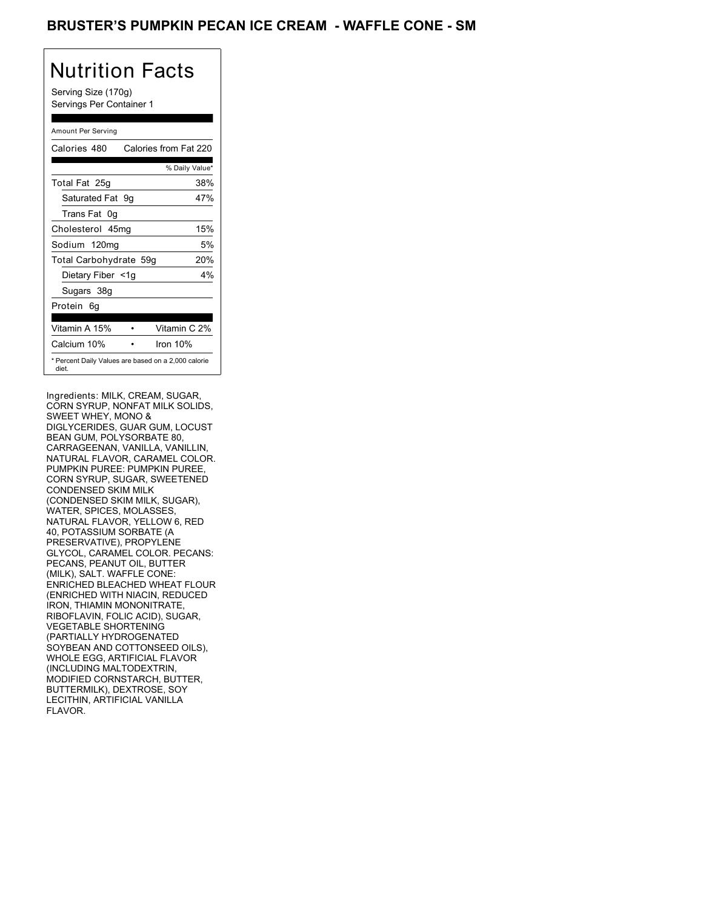# BRUSTER'S PUMPKIN PECAN ICE CREAM - WAFFLE CONE - SM

## Nutrition Facts

Serving Size (170g)
Servings Per Container 1

Amount Per Serving

| Calories 480 | Calories from Fat 220 |
|---|---|
| | % Daily Value* |
| Total Fat 25g | 38% |
| Saturated Fat 9g | 47% |
| Trans Fat 0g | |
| Cholesterol 45mg | 15% |
| Sodium 120mg | 5% |
| Total Carbohydrate 59g | 20% |
| Dietary Fiber <1g | 4% |
| Sugars 38g | |
| Protein 6g | |

| Vitamin A 15% | • | Vitamin C 2% |
|---|---|---|
| Calcium 10% | • | Iron 10% |

* Percent Daily Values are based on a 2,000 calorie diet.

Ingredients: MILK, CREAM, SUGAR, CORN SYRUP, NONFAT MILK SOLIDS, SWEET WHEY, MONO & DIGLYCERIDES, GUAR GUM, LOCUST BEAN GUM, POLYSORBATE 80, CARRAGEENAN, VANILLA, VANILLIN, NATURAL FLAVOR, CARAMEL COLOR. PUMPKIN PUREE: PUMPKIN PUREE, CORN SYRUP, SUGAR, SWEETENED CONDENSED SKIM MILK (CONDENSED SKIM MILK, SUGAR), WATER, SPICES, MOLASSES, NATURAL FLAVOR, YELLOW 6, RED 40, POTASSIUM SORBATE (A PRESERVATIVE), PROPYLENE GLYCOL, CARAMEL COLOR. PECANS: PECANS, PEANUT OIL, BUTTER (MILK), SALT. WAFFLE CONE: ENRICHED BLEACHED WHEAT FLOUR (ENRICHED WITH NIACIN, REDUCED IRON, THIAMIN MONONITRATE, RIBOFLAVIN, FOLIC ACID), SUGAR, VEGETABLE SHORTENING (PARTIALLY HYDROGENATED SOYBEAN AND COTTONSEED OILS), WHOLE EGG, ARTIFICIAL FLAVOR (INCLUDING MALTODEXTRIN, MODIFIED CORNSTARCH, BUTTER, BUTTERMILK), DEXTROSE, SOY LECITHIN, ARTIFICIAL VANILLA FLAVOR.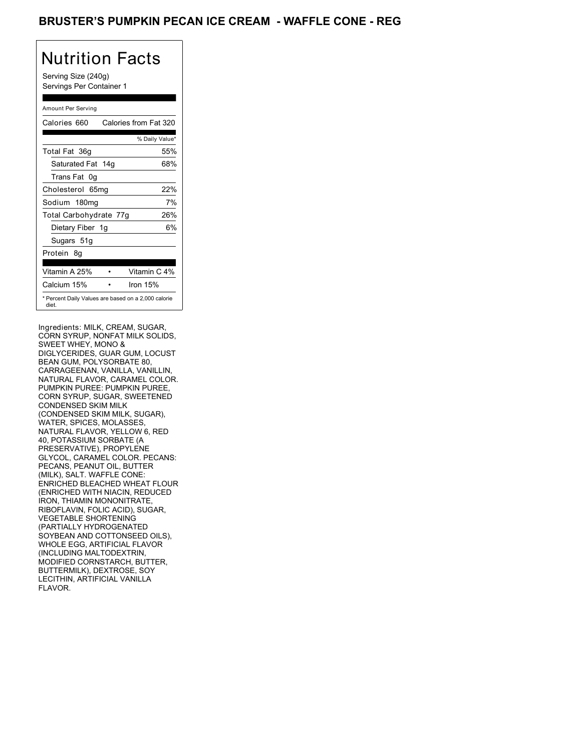# BRUSTER'S PUMPKIN PECAN ICE CREAM - WAFFLE CONE - REG

## Nutrition Facts

Serving Size (240g)
Servings Per Container 1

Amount Per Serving

| Calories 660 | Calories from Fat 320 |
|---|---|
| | % Daily Value* |
| Total Fat 36g | 55% |
| Saturated Fat 14g | 68% |
| Trans Fat 0g | |
| Cholesterol 65mg | 22% |
| Sodium 180mg | 7% |
| Total Carbohydrate 77g | 26% |
| Dietary Fiber 1g | 6% |
| Sugars 51g | |
| Protein 8g | |

| Vitamin A 25% | • | Vitamin C 4% |
|---|---|---|
| Calcium 15% | • | Iron 15% |

* Percent Daily Values are based on a 2,000 calorie diet.

Ingredients: MILK, CREAM, SUGAR, CORN SYRUP, NONFAT MILK SOLIDS, SWEET WHEY, MONO & DIGLYCERIDES, GUAR GUM, LOCUST BEAN GUM, POLYSORBATE 80, CARRAGEENAN, VANILLA, VANILLIN, NATURAL FLAVOR, CARAMEL COLOR. PUMPKIN PUREE: PUMPKIN PUREE, CORN SYRUP, SUGAR, SWEETENED CONDENSED SKIM MILK (CONDENSED SKIM MILK, SUGAR), WATER, SPICES, MOLASSES, NATURAL FLAVOR, YELLOW 6, RED 40, POTASSIUM SORBATE (A PRESERVATIVE), PROPYLENE GLYCOL, CARAMEL COLOR. PECANS: PECANS, PEANUT OIL, BUTTER (MILK), SALT. WAFFLE CONE: ENRICHED BLEACHED WHEAT FLOUR (ENRICHED WITH NIACIN, REDUCED IRON, THIAMIN MONONITRATE, RIBOFLAVIN, FOLIC ACID), SUGAR, VEGETABLE SHORTENING (PARTIALLY HYDROGENATED SOYBEAN AND COTTONSEED OILS), WHOLE EGG, ARTIFICIAL FLAVOR (INCLUDING MALTODEXTRIN, MODIFIED CORNSTARCH, BUTTER, BUTTERMILK), DEXTROSE, SOY LECITHIN, ARTIFICIAL VANILLA FLAVOR.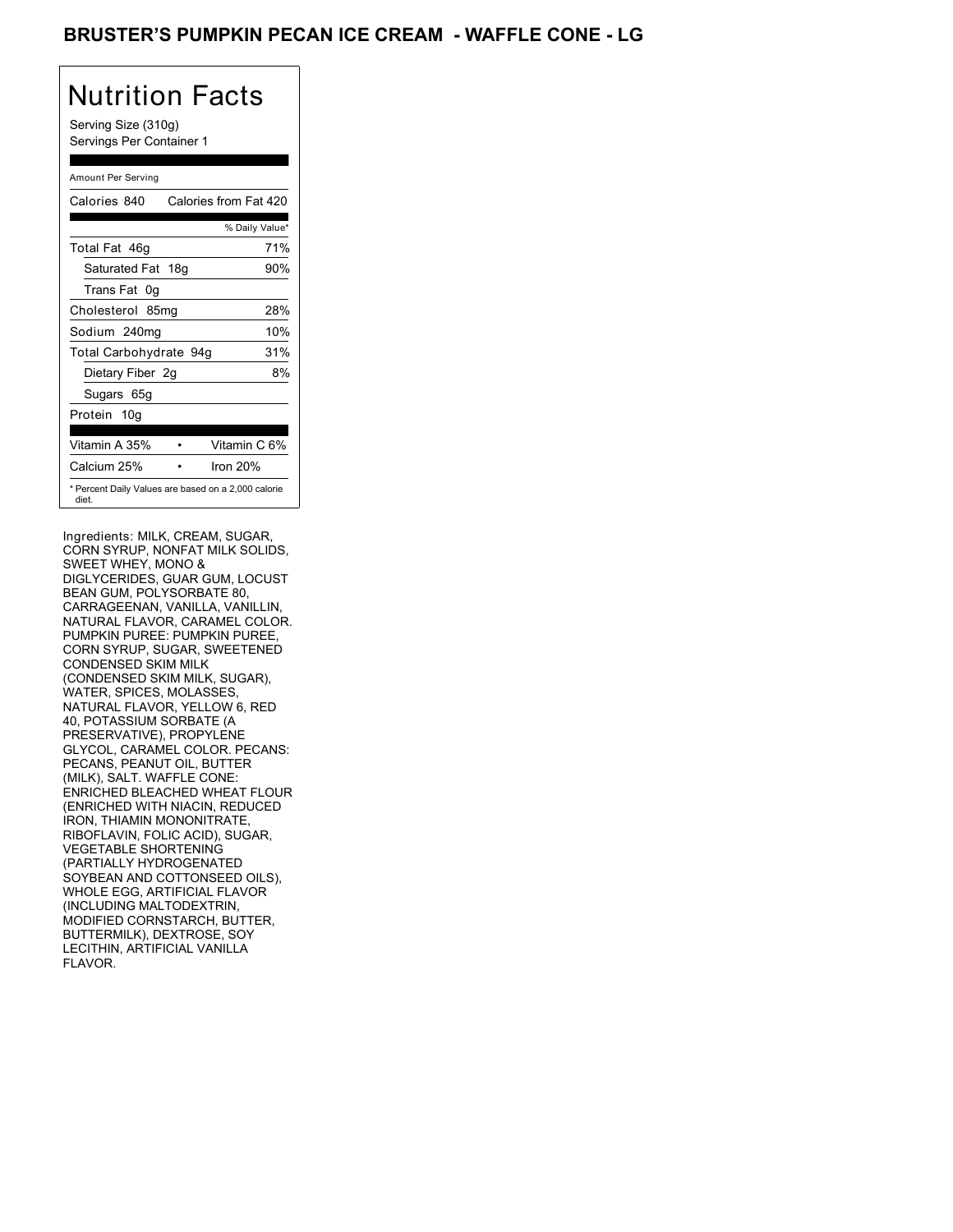# BRUSTER'S PUMPKIN PECAN ICE CREAM - WAFFLE CONE - LG

## Nutrition Facts

Serving Size (310g)
Servings Per Container 1

Amount Per Serving

| | |
|---|---|
| Calories 840 | Calories from Fat 420 |
| | % Daily Value* |
| Total Fat 46g | 71% |
| Saturated Fat 18g | 90% |
| Trans Fat 0g | |
| Cholesterol 85mg | 28% |
| Sodium 240mg | 10% |
| Total Carbohydrate 94g | 31% |
| Dietary Fiber 2g | 8% |
| Sugars 65g | |
| Protein 10g | |
| Vitamin A 35% • | Vitamin C 6% |
| Calcium 25% • | Iron 20% |

* Percent Daily Values are based on a 2,000 calorie diet.

Ingredients: MILK, CREAM, SUGAR, CORN SYRUP, NONFAT MILK SOLIDS, SWEET WHEY, MONO & DIGLYCERIDES, GUAR GUM, LOCUST BEAN GUM, POLYSORBATE 80, CARRAGEENAN, VANILLA, VANILLIN, NATURAL FLAVOR, CARAMEL COLOR. PUMPKIN PUREE: PUMPKIN PUREE, CORN SYRUP, SUGAR, SWEETENED CONDENSED SKIM MILK (CONDENSED SKIM MILK, SUGAR), WATER, SPICES, MOLASSES, NATURAL FLAVOR, YELLOW 6, RED 40, POTASSIUM SORBATE (A PRESERVATIVE), PROPYLENE GLYCOL, CARAMEL COLOR. PECANS: PECANS, PEANUT OIL, BUTTER (MILK), SALT. WAFFLE CONE: ENRICHED BLEACHED WHEAT FLOUR (ENRICHED WITH NIACIN, REDUCED IRON, THIAMIN MONONITRATE, RIBOFLAVIN, FOLIC ACID), SUGAR, VEGETABLE SHORTENING (PARTIALLY HYDROGENATED SOYBEAN AND COTTONSEED OILS), WHOLE EGG, ARTIFICIAL FLAVOR (INCLUDING MALTODEXTRIN, MODIFIED CORNSTARCH, BUTTER, BUTTERMILK), DEXTROSE, SOY LECITHIN, ARTIFICIAL VANILLA FLAVOR.